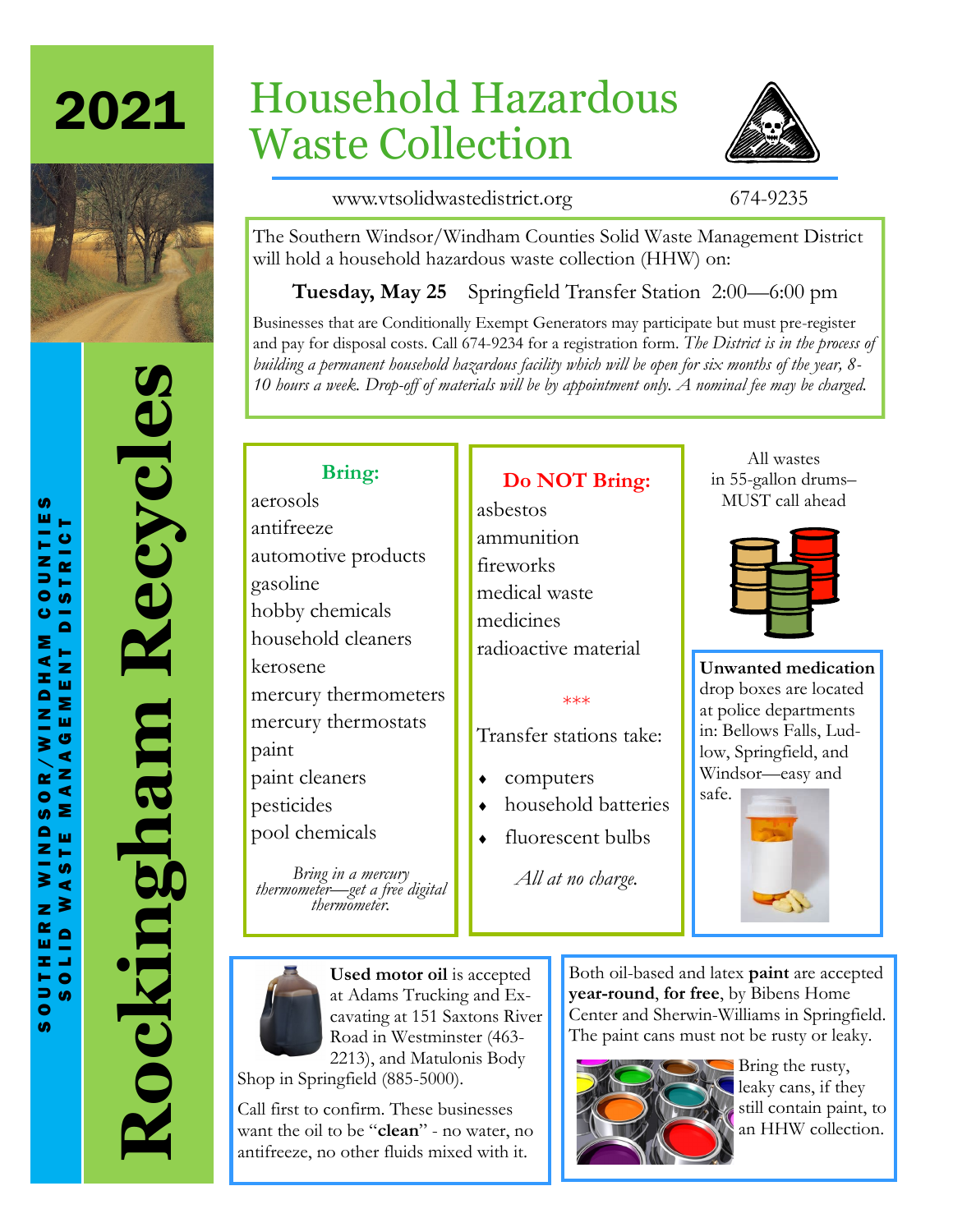# 2021

# Rockingham Recycles

SOUTHERN WINDSOR/WINDHAM COUNTIES SOLID WASTE MANAGEMENT DISTRICT

# Household Hazardous Waste Collection

www.vtsolidwastedistrict.org 674-9235

The Southern Windsor/Windham Counties Solid Waste Management District will hold a household hazardous waste collection (HHW) on:

**Tuesday, May 25** Springfield Transfer Station 2:00—6:00 pm

Businesses that are Conditionally Exempt Generators may participate but must pre-register and pay for disposal costs. Call 674-9234 for a registration form. *The District is in the process of building a permanent household hazardous facility which will be open for six months of the year, 8-10 hours a week. Drop-off of materials will be by appointment only. A nominal fee may be charged.*

## Bring:

aerosols
antifreeze
automotive products
gasoline
hobby chemicals
household cleaners
kerosene
mercury thermometers
mercury thermostats
paint
paint cleaners
pesticides
pool chemicals

*Bring in a mercury thermometer—get a free digital thermometer.*

## Do NOT Bring:

asbestos
ammunition
fireworks
medical waste
medicines
radioactive material

***

Transfer stations take:

- computers
- household batteries
- fluorescent bulbs

*All at no charge.*

All wastes in 55-gallon drums– MUST call ahead

**Unwanted medication** drop boxes are located at police departments in: Bellows Falls, Ludlow, Springfield, and Windsor—easy and safe.

**Used motor oil** is accepted at Adams Trucking and Excavating at 151 Saxtons River Road in Westminster (463-2213), and Matulonis Body Shop in Springfield (885-5000).

Call first to confirm. These businesses want the oil to be "**clean**" - no water, no antifreeze, no other fluids mixed with it.

Both oil-based and latex **paint** are accepted **year-round**, **for free**, by Bibens Home Center and Sherwin-Williams in Springfield. The paint cans must not be rusty or leaky.

Bring the rusty, leaky cans, if they still contain paint, to an HHW collection.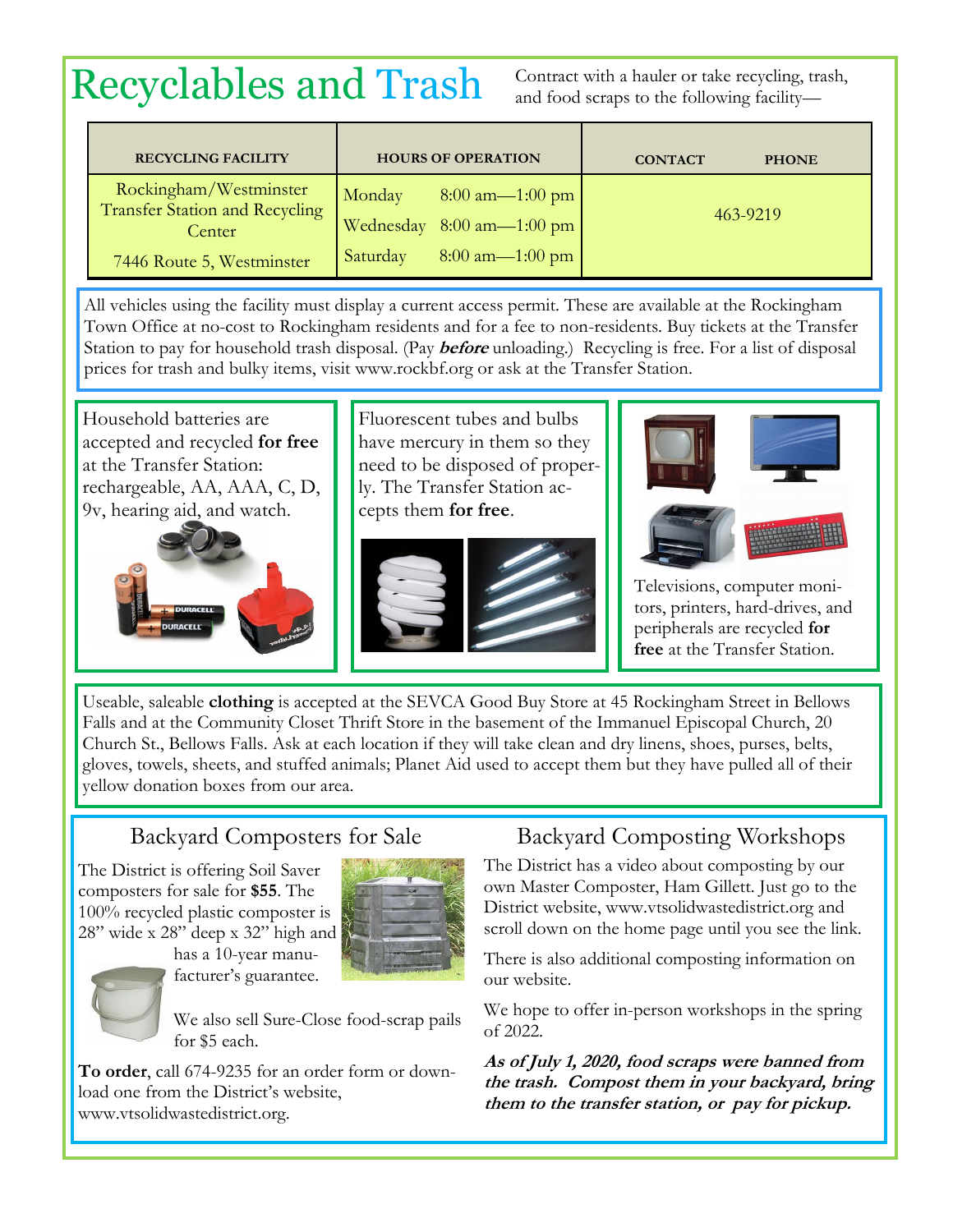# Recyclables and Trash

Contract with a hauler or take recycling, trash, and food scraps to the following facility—

| RECYCLING FACILITY | HOURS OF OPERATION | | CONTACT PHONE |
|---|---|---|---|
| Rockingham/Westminster Transfer Station and Recycling Center<br>7446 Route 5, Westminster | Monday | 8:00 am—1:00 pm | 463-9219 |
| | Wednesday | 8:00 am—1:00 pm | |
| | Saturday | 8:00 am—1:00 pm | |

All vehicles using the facility must display a current access permit. These are available at the Rockingham Town Office at no-cost to Rockingham residents and for a fee to non-residents. Buy tickets at the Transfer Station to pay for household trash disposal. (Pay ***before*** unloading.) Recycling is free. For a list of disposal prices for trash and bulky items, visit www.rockbf.org or ask at the Transfer Station.

Household batteries are accepted and recycled **for free** at the Transfer Station: rechargeable, AA, AAA, C, D, 9v, hearing aid, and watch.

Fluorescent tubes and bulbs have mercury in them so they need to be disposed of properly. The Transfer Station accepts them **for free**.

Televisions, computer monitors, printers, hard-drives, and peripherals are recycled **for free** at the Transfer Station.

Useable, saleable **clothing** is accepted at the SEVCA Good Buy Store at 45 Rockingham Street in Bellows Falls and at the Community Closet Thrift Store in the basement of the Immanuel Episcopal Church, 20 Church St., Bellows Falls. Ask at each location if they will take clean and dry linens, shoes, purses, belts, gloves, towels, sheets, and stuffed animals; Planet Aid used to accept them but they have pulled all of their yellow donation boxes from our area.

## Backyard Composters for Sale

The District is offering Soil Saver composters for sale for **$55**. The 100% recycled plastic composter is 28" wide x 28" deep x 32" high and has a 10-year manufacturer's guarantee.

We also sell Sure-Close food-scrap pails for $5 each.

**To order**, call 674-9235 for an order form or download one from the District's website, www.vtsolidwastedistrict.org.

## Backyard Composting Workshops

The District has a video about composting by our own Master Composter, Ham Gillett. Just go to the District website, www.vtsolidwastedistrict.org and scroll down on the home page until you see the link.

There is also additional composting information on our website.

We hope to offer in-person workshops in the spring of 2022.

***As of July 1, 2020, food scraps were banned from the trash. Compost them in your backyard, bring them to the transfer station, or pay for pickup.***